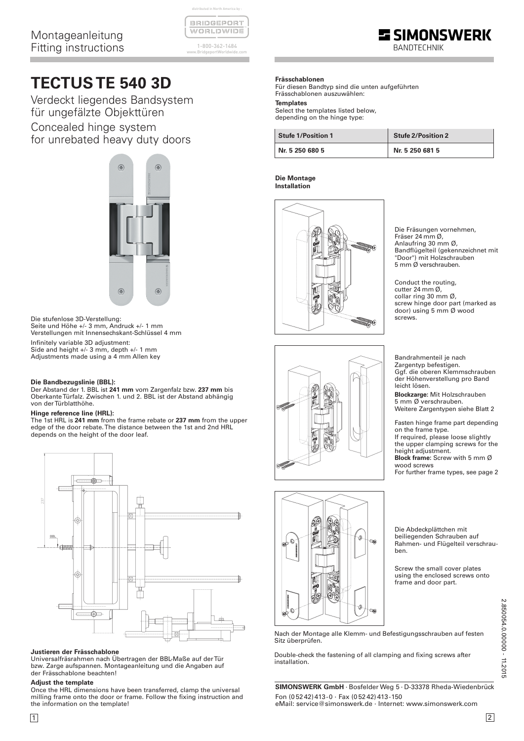Montageanleitung
Fitting instructions

distributed in North America by:
BRIDGEPORT WORLDWIDE
1-800-362-1484
www.BridgeportWorldwide.com

SIMONSWERK
BANDTECHNIK

# TECTUS TE 540 3D

## Verdeckt liegendes Bandsystem für ungefälzte Objekttüren

## Concealed hinge system for unrebated heavy duty doors

Die stufenlose 3D-Verstellung:
Seite und Höhe +/- 3 mm, Andruck +/- 1 mm
Verstellungen mit Innensechskant-Schlüssel 4 mm

Infinitely variable 3D adjustment:
Side and height +/- 3 mm, depth +/- 1 mm
Adjustments made using a 4 mm Allen key

**Die Bandbezugslinie (BBL):**
Der Abstand der 1. BBL ist **241 mm** vom Zargenfalz bzw. **237 mm** bis Oberkante Türfalz. Zwischen 1. und 2. BBL ist der Abstand abhängig von der Türblatthöhe.

**Hinge reference line (HRL):**
The 1st HRL is **241 mm** from the frame rebate or **237 mm** from the upper edge of the door rebate. The distance between the 1st and 2nd HRL depends on the height of the door leaf.

**Justieren der Frässchablone**
Universalfräsrahmen nach Übertragen der BBL-Maße auf der Tür bzw. Zarge aufspannen. Montageanleitung und die Angaben auf der Frässchablone beachten!

**Adjust the template**
Once the HRL dimensions have been transferred, clamp the universal milling frame onto the door or frame. Follow the fixing instruction and the information on the template!

**Frässchablonen**
Für diesen Bandtyp sind die unten aufgeführten Frässchablonen auszuwählen:

**Templates**
Select the templates listed below, depending on the hinge type:

| Stufe 1/Position 1 | Stufe 2/Position 2 |
|---|---|
| Nr. 5 250 680 5 | Nr. 5 250 681 5 |

**Die Montage**
**Installation**

Die Fräsungen vornehmen, Fräser 24 mm Ø, Anlaufring 30 mm Ø, Bandflügelteil (gekennzeichnet mit "Door") mit Holzschrauben 5 mm Ø verschrauben.

Conduct the routing, cutter 24 mm Ø, collar ring 30 mm Ø, screw hinge door part (marked as door) using 5 mm Ø wood screws.

Bandrahmenteil je nach Zargentyp befestigen.
Ggf. die oberen Klemmschrauben der Höhenverstellung pro Band leicht lösen.
**Blockzarge:** Mit Holzschrauben 5 mm Ø verschrauben.
Weitere Zargentypen siehe Blatt 2

Fasten hinge frame part depending on the frame type.
If required, please loose slightly the upper clamping screws for the height adjustment.
**Block frame:** Screw with 5 mm Ø wood screws
For further frame types, see page 2

Die Abdeckplättchen mit beiliegenden Schrauben auf Rahmen- und Flügelteil verschrauben.

Screw the small cover plates using the enclosed screws onto frame and door part.

Nach der Montage alle Klemm- und Befestigungsschrauben auf festen Sitz überprüfen.

Double-check the fastening of all clamping and fixing screws after installation.

**SIMONSWERK GmbH** · Bosfelder Weg 5 · D-33378 Rheda-Wiedenbrück
Fon (0 52 42) 413-0 · Fax (0 52 42) 413-150
eMail: service@simonswerk.de · Internet: www.simonswerk.com

2.850054.0.00000 - 11.2015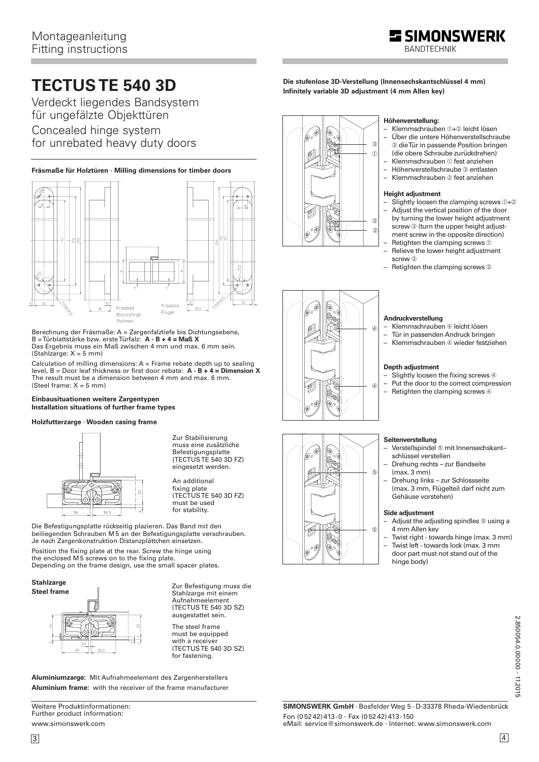# Montageanleitung
# Fitting instructions

**SIMONSWERK**
BANDTECHNIK

# TECTUS TE 540 3D

Verdeckt liegendes Bandsystem für ungefälzte Objekttüren

Concealed hinge system for unrebated heavy duty doors

**Fräsmaße für Holztüren · Milling dimensions for timber doors**

Fräsbild Blockzarge Rahmen

Fräsbild Flügel

Berechnung der Fräsmaße: A = Zargenfalztiefe bis Dichtungsebene, B = Türblattstärke bzw. erste Türfalz: **A - B + 4 = Maß X**
Das Ergebnis muss ein Maß zwischen 4 mm und max. 6 mm sein. (Stahlzarge: X = 5 mm)

Calculation of milling dimensions: A = Frame rebate depth up to sealing level, B = Door leaf thickness or first door rebate: **A - B + 4 = Dimension X**
The result must be a dimension between 4 mm and max. 6 mm. (Steel frame: X = 5 mm)

**Einbausituationen weitere Zargentypen**
**Installation situations of further frame types**

**Holzfutterzarge · Wooden casing frame**

Zur Stabilisierung muss eine zusätzliche Befestigungsplatte (TECTUS TE 540 3D FZ) eingesetzt werden.

An additional fixing plate (TECTUS TE 540 3D FZ) must be used for stability.

Die Befestigungsplatte rückseitig plazieren. Das Band mit den beiliegenden Schrauben M5 an der Befestigungsplatte verschrauben. Je nach Zargenkonstruktion Distanzplättchen einsetzen.

Position the fixing plate at the rear. Screw the hinge using the enclosed M5 screws on to the fixing plate. Depending on the frame design, use the small spacer plates.

**Stahlzarge**
**Steel frame**

Zur Befestigung muss die Stahlzarge mit einem Aufnahmeelement (TECTUS TE 540 3D SZ) ausgestattet sein.

The steel frame must be equipped with a receiver (TECTUS TE 540 3D SZ) for fastening.

**Aluminiumzarge:** Mit Aufnahmeelement des Zargenherstellers
**Aluminium frame:** with the receiver of the frame manufacturer

Weitere Produktinformationen:
Further product information:
www.simonswerk.com

**Die stufenlose 3D-Verstellung (Innensechskantschlüssel 4 mm)**
**Infinitely variable 3D adjustment (4 mm Allen key)**

**Höhenverstellung:**
- Klemmschrauben ①+② leicht lösen
- Über die untere Höhenverstellschraube ③ die Tür in passende Position bringen (die obere Schraube zurückdrehen)
- Klemmschrauben ① fest anziehen
- Höhenverstellschraube ③ entlasten
- Klemmschrauben ② fest anziehen

**Height adjustment**
- Slightly loosen the clamping screws ①+②
- Adjust the vertical position of the door by turning the lower height adjustment screw ③ (turn the upper height adjustment screw in the opposite direction)
- Retighten the clamping screws ①
- Relieve the lower height adjustment screw ③
- Retighten the clamping screws ②

**Andruckverstellung**
- Klemmschrauben ④ leicht lösen
- Tür in passenden Andruck bringen
- Klemmschrauben ④ wieder festziehen

**Depth adjustment**
- Slightly loosen the fixing screws ④
- Put the door to the correct compression
- Retighten the clamping screws ④

**Seitenverstellung**
- Verstellspindel ⑤ mit Innensechskant–schlüssel verstellen
- Drehung rechts – zur Bandseite (max. 3 mm)
- Drehung links – zur Schlossseite (max. 3 mm, Flügelteil darf nicht zum Gehäuse vorstehen)

**Side adjustment**
- Adjust the adjusting spindles ⑤ using a 4 mm Allen key
- Twist right - towards hinge (max. 3 mm)
- Twist left - towards lock (max. 3 mm door part must not stand out of the hinge body)

2.850054.0.00000 - 11.2015

**SIMONSWERK GmbH** · Bosfelder Weg 5 · D-33378 Rheda-Wiedenbrück
Fon (0 52 42) 413-0 · Fax (0 52 42) 413-150
eMail: service@simonswerk.de · Internet: www.simonswerk.com